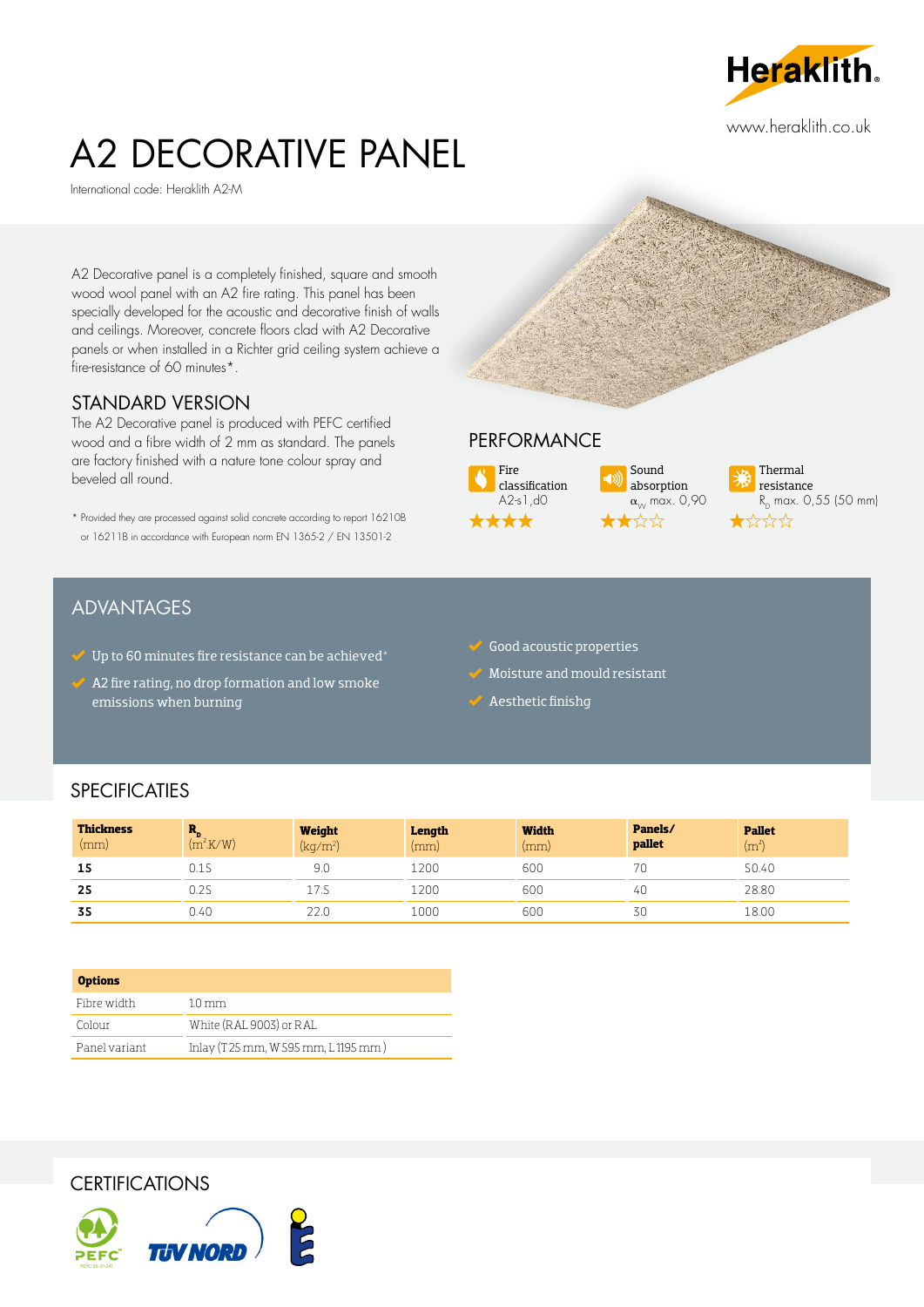Heraklith

www.heraklith.co.uk

# A2 DECORATIVE PANEL

International code: Heraklith A2-M

A2 Decorative panel is a completely finished, square and smooth wood wool panel with an A2 fire rating. This panel has been specially developed for the acoustic and decorative finish of walls and ceilings. Moreover, concrete floors clad with A2 Decorative panels or when installed in a Richter grid ceiling system achieve a fire-resistance of 60 minutes*.

## STANDARD VERSION

The A2 Decorative panel is produced with PEFC certified wood and a fibre width of 2 mm as standard. The panels are factory finished with a nature tone colour spray and beveled all round.

\* Provided they are processed against solid concrete according to report 16210B or 16211B in accordance with European norm EN 1365-2 / EN 13501-2

## PERFORMANCE

- Fire classification A2-s1,d0 ★★★★
- Sound absorption $\alpha_w$ max. 0,90 ★★☆☆
- Thermal resistance $R_D$ max. 0,55 (50 mm) ★☆☆☆

## ADVANTAGES

- Up to 60 minutes fire resistance can be achieved*
- A2 fire rating, no drop formation and low smoke emissions when burning
- Good acoustic properties
- Moisture and mould resistant
- Aesthetic finishg

## SPECIFICATIES

| Thickness (mm) | $R_D$ ($m^2$.K/W) | Weight (kg/$m^2$) | Length (mm) | Width (mm) | Panels/ pallet | Pallet ($m^2$) |
|---|---|---|---|---|---|---|
| **15** | 0.15 | 9.0 | 1200 | 600 | 70 | 50.40 |
| **25** | 0.25 | 17.5 | 1200 | 600 | 40 | 28.80 |
| **35** | 0.40 | 22.0 | 1000 | 600 | 30 | 18.00 |

| Options | |
|---|---|
| Fibre width | 1.0 mm |
| Colour | White (RAL 9003) or RAL |
| Panel variant | Inlay (T 25 mm, W 595 mm, L 1195 mm ) |

## CERTIFICATIONS

PEFC · TÜV NORD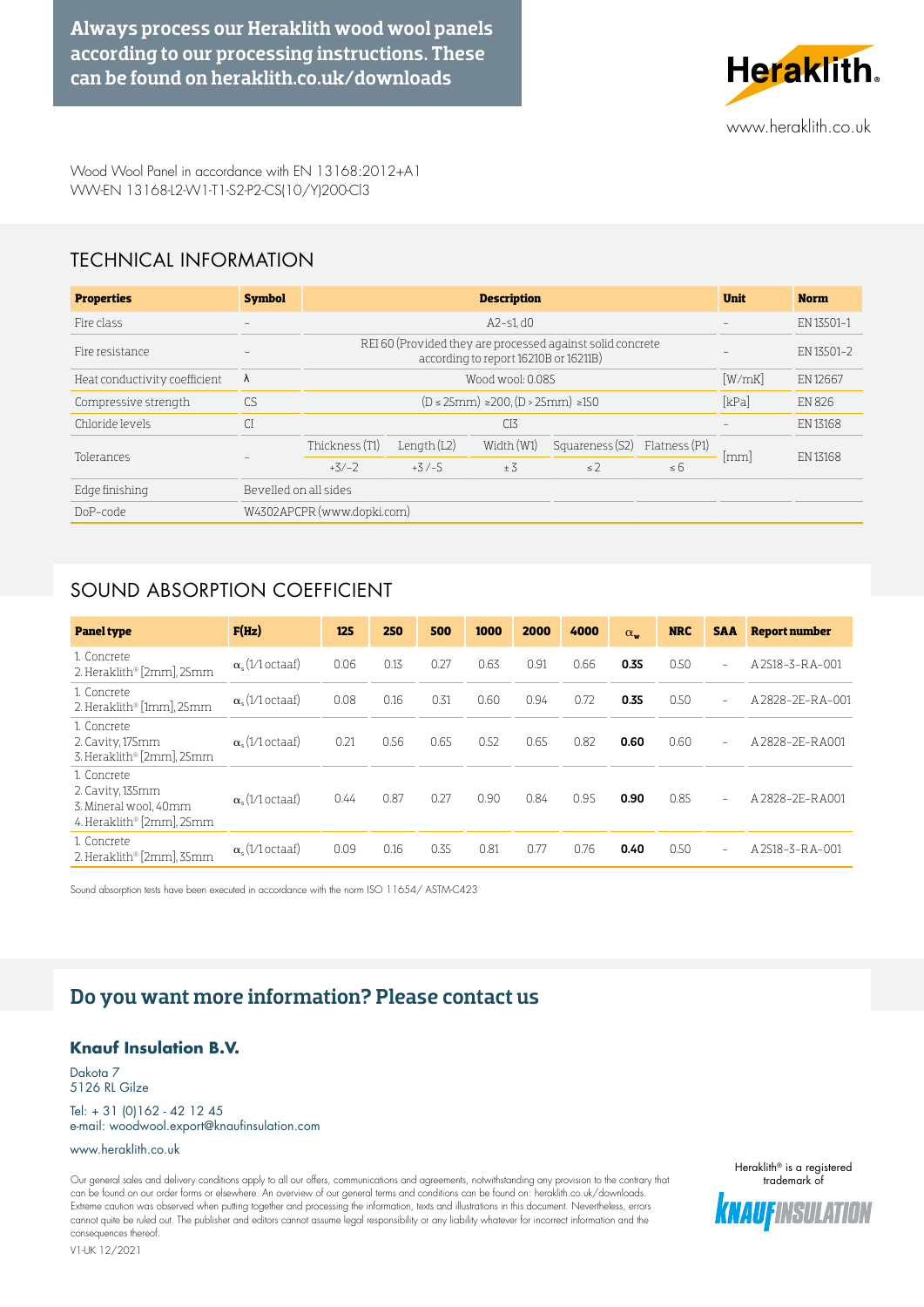Always process our Heraklith wood wool panels according to our processing instructions. These can be found on heraklith.co.uk/downloads

Heraklith

www.heraklith.co.uk

Wood Wool Panel in accordance with EN 13168:2012+A1
WW-EN 13168-L2-W1-T1-S2-P2-CS(10/Y)200-CI3

## TECHNICAL INFORMATION

| Properties | Symbol | Description | | | | | Unit | Norm |
|---|---|---|---|---|---|---|---|---|
| Fire class | – | A2-s1, d0 | | | | | – | EN 13501-1 |
| Fire resistance | – | REI 60 (Provided they are processed against solid concrete according to report 16210B or 16211B) | | | | | – | EN 13501-2 |
| Heat conductivity coefficient | λ | Wood wool: 0.085 | | | | | [W/mK] | EN 12667 |
| Compressive strength | CS | (D ≤ 25mm) ≥200, (D > 25mm) ≥150 | | | | | [kPa] | EN 826 |
| Chloride levels | CI | CI3 | | | | | – | EN 13168 |
| Tolerances | – | Thickness (T1) | Length (L2) | Width (W1) | Squareness (S2) | Flatness (P1) | [mm] | EN 13168 |
| | | +3/-2 | +3/-5 | ± 3 | ≤ 2 | ≤ 6 | | |
| Edge finishing | Bevelled on all sides | | | | | | | |
| DoP-code | W4302APCPR (www.dopki.com) | | | | | | | |

## SOUND ABSORPTION COEFFICIENT

| Panel type | F(Hz) | 125 | 250 | 500 | 1000 | 2000 | 4000 | $\alpha_w$ | NRC | SAA | Report number |
|---|---|---|---|---|---|---|---|---|---|---|---|
| 1. Concrete<br>2. Heraklith® [2mm], 25mm | $\alpha_s$ (1/1 octaaf) | 0.06 | 0.13 | 0.27 | 0.63 | 0.91 | 0.66 | **0.35** | 0.50 | – | A 2518-3-RA-001 |
| 1. Concrete<br>2. Heraklith® [1mm], 25mm | $\alpha_s$ (1/1 octaaf) | 0.08 | 0.16 | 0.31 | 0.60 | 0.94 | 0.72 | **0.35** | 0.50 | – | A 2828-2E-RA-001 |
| 1. Concrete<br>2. Cavity, 175mm<br>3. Heraklith® [2mm], 25mm | $\alpha_s$ (1/1 octaaf) | 0.21 | 0.56 | 0.65 | 0.52 | 0.65 | 0.82 | **0.60** | 0.60 | – | A 2828-2E-RA001 |
| 1. Concrete<br>2. Cavity, 135mm<br>3. Mineral wool, 40mm<br>4. Heraklith® [2mm], 25mm | $\alpha_s$ (1/1 octaaf) | 0.44 | 0.87 | 0.27 | 0.90 | 0.84 | 0.95 | **0.90** | 0.85 | – | A 2828-2E-RA001 |
| 1. Concrete<br>2. Heraklith® [2mm], 35mm | $\alpha_s$ (1/1 octaaf) | 0.09 | 0.16 | 0.35 | 0.81 | 0.77 | 0.76 | **0.40** | 0.50 | – | A 2518-3-RA-001 |

Sound absorption tests have been executed in accordance with the norm ISO 11654/ ASTM-C423

## Do you want more information? Please contact us

### Knauf Insulation B.V.

Dakota 7
5126 RL Gilze

Tel: + 31 (0)162 - 42 12 45
e-mail: woodwool.export@knaufinsulation.com

www.heraklith.co.uk

Our general sales and delivery conditions apply to all our offers, communications and agreements, notwithstanding any provision to the contrary that can be found on our order forms or elsewhere. An overview of our general terms and conditions can be found on: heraklith.co.uk/downloads. Extreme caution was observed when putting together and processing the information, texts and illustrations in this document. Nevertheless, errors cannot quite be ruled out. The publisher and editors cannot assume legal responsibility or any liability whatever for incorrect information and the consequences thereof.

V1-UK 12/2021

Heraklith® is a registered trademark of

KNAUF INSULATION